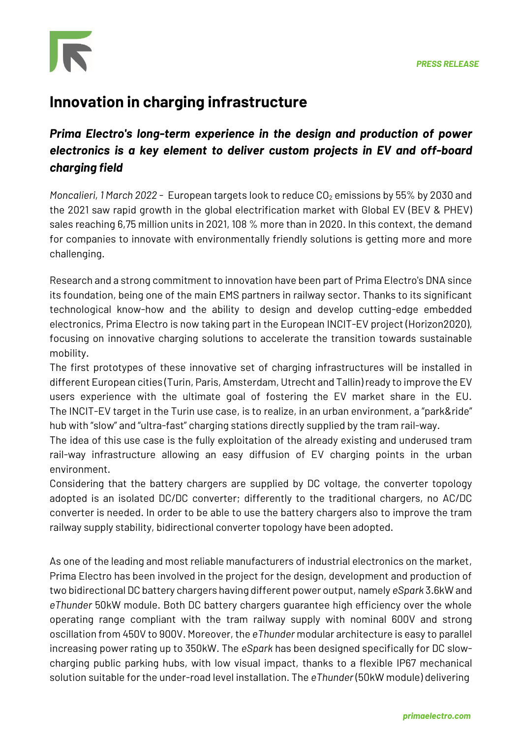PRESS RELEASE

# Innovation in charging infrastructure

## *Prima Electro's long-term experience in the design and production of power electronics is a key element to deliver custom projects in EV and off-board charging field*

*Moncalieri, 1 March 2022* - European targets look to reduce $CO_2$ emissions by 55% by 2030 and the 2021 saw rapid growth in the global electrification market with Global EV (BEV & PHEV) sales reaching 6,75 million units in 2021, 108 % more than in 2020. In this context, the demand for companies to innovate with environmentally friendly solutions is getting more and more challenging.

Research and a strong commitment to innovation have been part of Prima Electro's DNA since its foundation, being one of the main EMS partners in railway sector. Thanks to its significant technological know-how and the ability to design and develop cutting-edge embedded electronics, Prima Electro is now taking part in the European INCIT-EV project (Horizon2020), focusing on innovative charging solutions to accelerate the transition towards sustainable mobility.
The first prototypes of these innovative set of charging infrastructures will be installed in different European cities (Turin, Paris, Amsterdam, Utrecht and Tallin) ready to improve the EV users experience with the ultimate goal of fostering the EV market share in the EU.
The INCIT-EV target in the Turin use case, is to realize, in an urban environment, a "park&ride" hub with "slow" and "ultra-fast" charging stations directly supplied by the tram rail-way.
The idea of this use case is the fully exploitation of the already existing and underused tram rail-way infrastructure allowing an easy diffusion of EV charging points in the urban environment.
Considering that the battery chargers are supplied by DC voltage, the converter topology adopted is an isolated DC/DC converter; differently to the traditional chargers, no AC/DC converter is needed. In order to be able to use the battery chargers also to improve the tram railway supply stability, bidirectional converter topology have been adopted.

As one of the leading and most reliable manufacturers of industrial electronics on the market, Prima Electro has been involved in the project for the design, development and production of two bidirectional DC battery chargers having different power output, namely *eSpark* 3.6kW and *eThunder* 50kW module. Both DC battery chargers guarantee high efficiency over the whole operating range compliant with the tram railway supply with nominal 600V and strong oscillation from 450V to 900V. Moreover, the *eThunder* modular architecture is easy to parallel increasing power rating up to 350kW. The *eSpark* has been designed specifically for DC slow-charging public parking hubs, with low visual impact, thanks to a flexible IP67 mechanical solution suitable for the under-road level installation. The *eThunder* (50kW module) delivering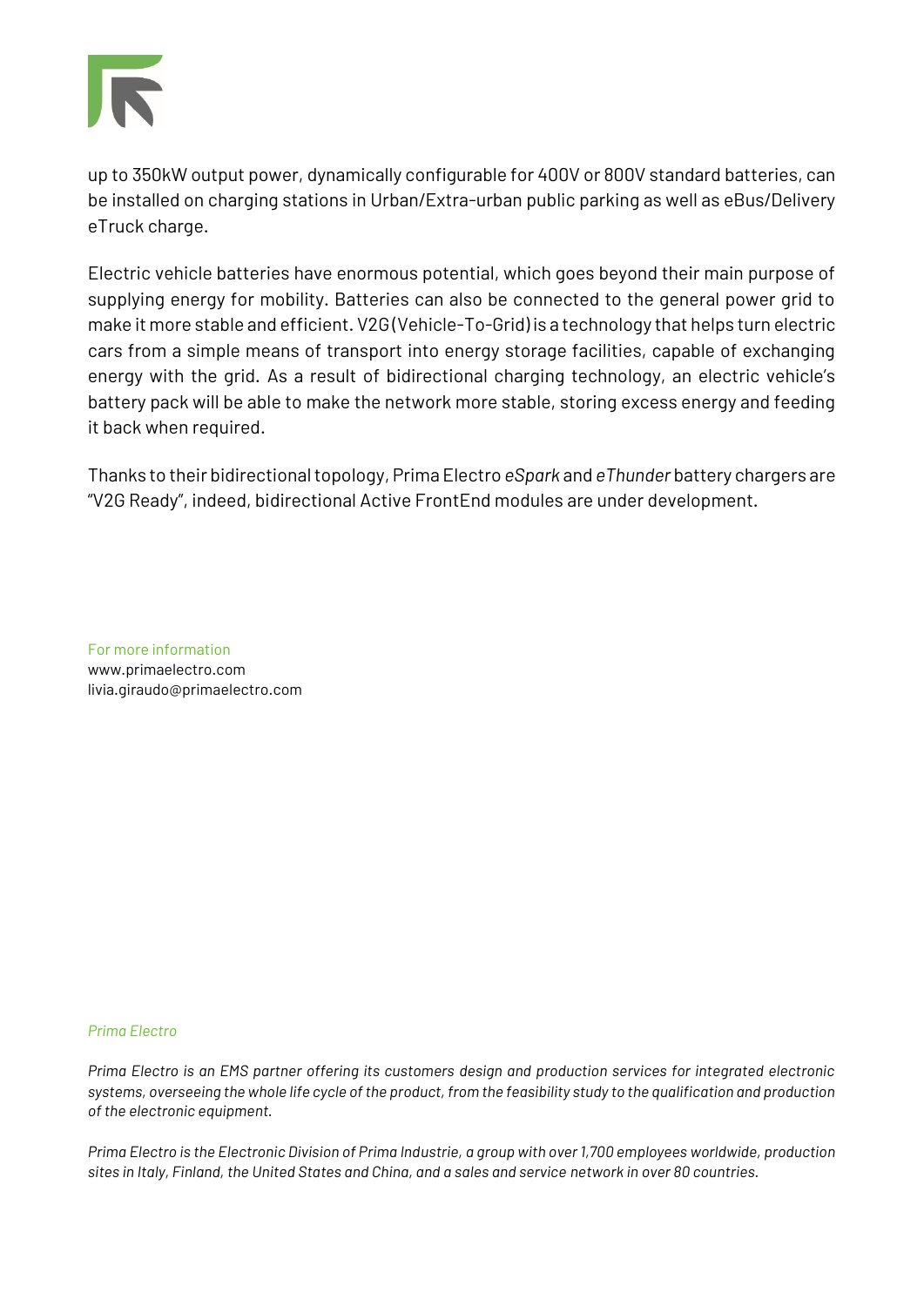up to 350kW output power, dynamically configurable for 400V or 800V standard batteries, can be installed on charging stations in Urban/Extra-urban public parking as well as eBus/Delivery eTruck charge.

Electric vehicle batteries have enormous potential, which goes beyond their main purpose of supplying energy for mobility. Batteries can also be connected to the general power grid to make it more stable and efficient. V2G (Vehicle-To-Grid) is a technology that helps turn electric cars from a simple means of transport into energy storage facilities, capable of exchanging energy with the grid. As a result of bidirectional charging technology, an electric vehicle's battery pack will be able to make the network more stable, storing excess energy and feeding it back when required.

Thanks to their bidirectional topology, Prima Electro *eSpark* and *eThunder* battery chargers are "V2G Ready", indeed, bidirectional Active FrontEnd modules are under development.

For more information
www.primaelectro.com
livia.giraudo@primaelectro.com

*Prima Electro*

*Prima Electro is an EMS partner offering its customers design and production services for integrated electronic systems, overseeing the whole life cycle of the product, from the feasibility study to the qualification and production of the electronic equipment.*

*Prima Electro is the Electronic Division of Prima Industrie, a group with over 1,700 employees worldwide, production sites in Italy, Finland, the United States and China, and a sales and service network in over 80 countries.*